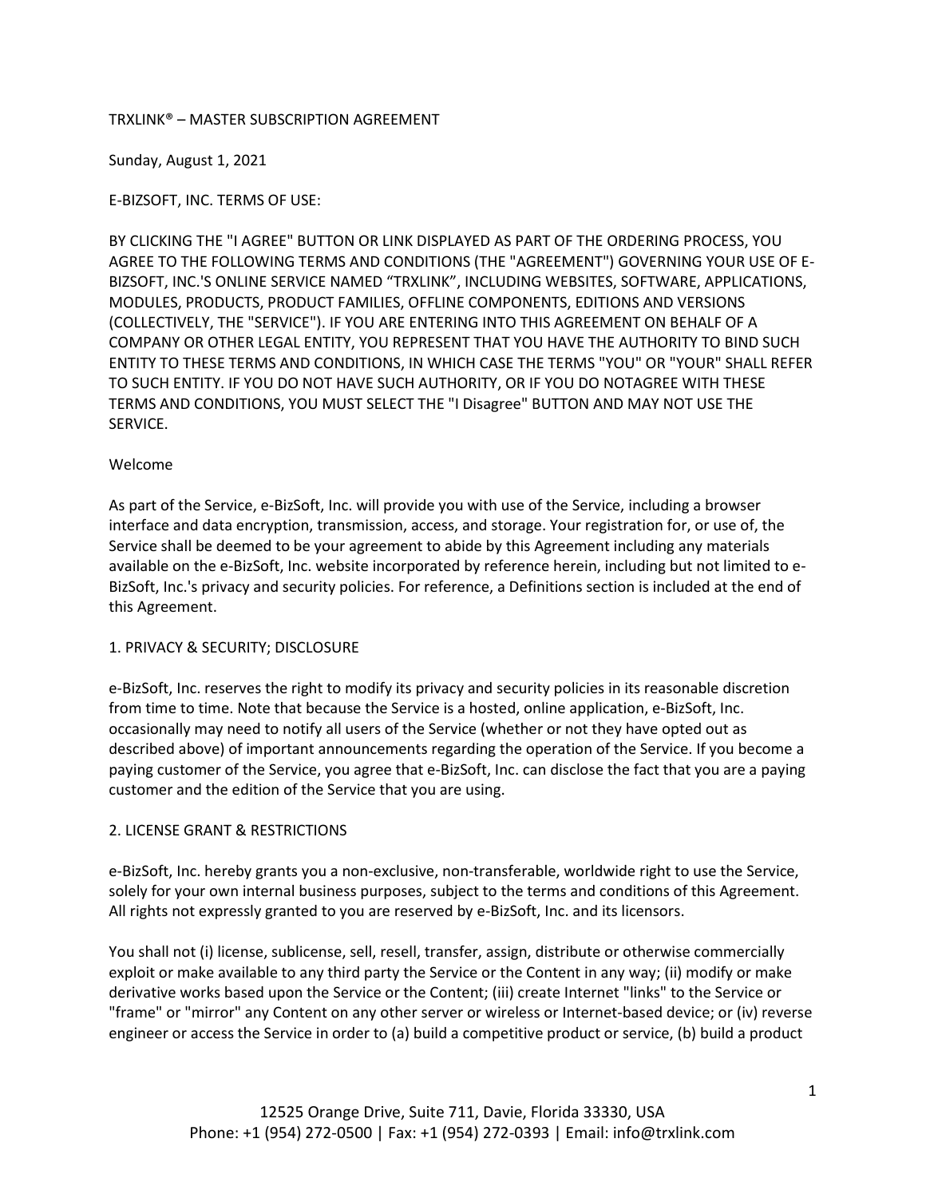# TRXLINK® – MASTER SUBSCRIPTION AGREEMENT

Sunday, August 1, 2021

E-BIZSOFT, INC. TERMS OF USE:

BY CLICKING THE "I AGREE" BUTTON OR LINK DISPLAYED AS PART OF THE ORDERING PROCESS, YOU AGREE TO THE FOLLOWING TERMS AND CONDITIONS (THE "AGREEMENT") GOVERNING YOUR USE OF E-BIZSOFT, INC.'S ONLINE SERVICE NAMED "TRXLINK", INCLUDING WEBSITES, SOFTWARE, APPLICATIONS, MODULES, PRODUCTS, PRODUCT FAMILIES, OFFLINE COMPONENTS, EDITIONS AND VERSIONS (COLLECTIVELY, THE "SERVICE"). IF YOU ARE ENTERING INTO THIS AGREEMENT ON BEHALF OF A COMPANY OR OTHER LEGAL ENTITY, YOU REPRESENT THAT YOU HAVE THE AUTHORITY TO BIND SUCH ENTITY TO THESE TERMS AND CONDITIONS, IN WHICH CASE THE TERMS "YOU" OR "YOUR" SHALL REFER TO SUCH ENTITY. IF YOU DO NOT HAVE SUCH AUTHORITY, OR IF YOU DO NOTAGREE WITH THESE TERMS AND CONDITIONS, YOU MUST SELECT THE "I Disagree" BUTTON AND MAY NOT USE THE SERVICE.

## Welcome

As part of the Service, e-BizSoft, Inc. will provide you with use of the Service, including a browser interface and data encryption, transmission, access, and storage. Your registration for, or use of, the Service shall be deemed to be your agreement to abide by this Agreement including any materials available on the e-BizSoft, Inc. website incorporated by reference herein, including but not limited to e-BizSoft, Inc.'s privacy and security policies. For reference, a Definitions section is included at the end of this Agreement.

## 1. PRIVACY & SECURITY; DISCLOSURE

e-BizSoft, Inc. reserves the right to modify its privacy and security policies in its reasonable discretion from time to time. Note that because the Service is a hosted, online application, e-BizSoft, Inc. occasionally may need to notify all users of the Service (whether or not they have opted out as described above) of important announcements regarding the operation of the Service. If you become a paying customer of the Service, you agree that e-BizSoft, Inc. can disclose the fact that you are a paying customer and the edition of the Service that you are using.

## 2. LICENSE GRANT & RESTRICTIONS

e-BizSoft, Inc. hereby grants you a non-exclusive, non-transferable, worldwide right to use the Service, solely for your own internal business purposes, subject to the terms and conditions of this Agreement. All rights not expressly granted to you are reserved by e-BizSoft, Inc. and its licensors.

You shall not (i) license, sublicense, sell, resell, transfer, assign, distribute or otherwise commercially exploit or make available to any third party the Service or the Content in any way; (ii) modify or make derivative works based upon the Service or the Content; (iii) create Internet "links" to the Service or "frame" or "mirror" any Content on any other server or wireless or Internet-based device; or (iv) reverse engineer or access the Service in order to (a) build a competitive product or service, (b) build a product

12525 Orange Drive, Suite 711, Davie, Florida 33330, USA
Phone: +1 (954) 272-0500 | Fax: +1 (954) 272-0393 | Email: info@trxlink.com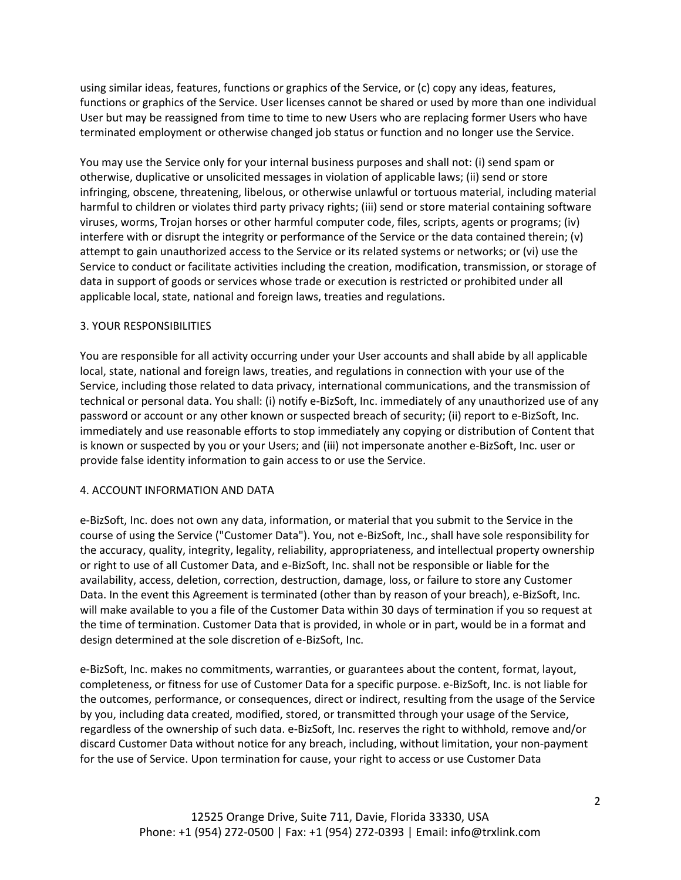using similar ideas, features, functions or graphics of the Service, or (c) copy any ideas, features, functions or graphics of the Service. User licenses cannot be shared or used by more than one individual User but may be reassigned from time to time to new Users who are replacing former Users who have terminated employment or otherwise changed job status or function and no longer use the Service.

You may use the Service only for your internal business purposes and shall not: (i) send spam or otherwise, duplicative or unsolicited messages in violation of applicable laws; (ii) send or store infringing, obscene, threatening, libelous, or otherwise unlawful or tortuous material, including material harmful to children or violates third party privacy rights; (iii) send or store material containing software viruses, worms, Trojan horses or other harmful computer code, files, scripts, agents or programs; (iv) interfere with or disrupt the integrity or performance of the Service or the data contained therein; (v) attempt to gain unauthorized access to the Service or its related systems or networks; or (vi) use the Service to conduct or facilitate activities including the creation, modification, transmission, or storage of data in support of goods or services whose trade or execution is restricted or prohibited under all applicable local, state, national and foreign laws, treaties and regulations.

## 3. YOUR RESPONSIBILITIES

You are responsible for all activity occurring under your User accounts and shall abide by all applicable local, state, national and foreign laws, treaties, and regulations in connection with your use of the Service, including those related to data privacy, international communications, and the transmission of technical or personal data. You shall: (i) notify e-BizSoft, Inc. immediately of any unauthorized use of any password or account or any other known or suspected breach of security; (ii) report to e-BizSoft, Inc. immediately and use reasonable efforts to stop immediately any copying or distribution of Content that is known or suspected by you or your Users; and (iii) not impersonate another e-BizSoft, Inc. user or provide false identity information to gain access to or use the Service.

## 4. ACCOUNT INFORMATION AND DATA

e-BizSoft, Inc. does not own any data, information, or material that you submit to the Service in the course of using the Service ("Customer Data"). You, not e-BizSoft, Inc., shall have sole responsibility for the accuracy, quality, integrity, legality, reliability, appropriateness, and intellectual property ownership or right to use of all Customer Data, and e-BizSoft, Inc. shall not be responsible or liable for the availability, access, deletion, correction, destruction, damage, loss, or failure to store any Customer Data. In the event this Agreement is terminated (other than by reason of your breach), e-BizSoft, Inc. will make available to you a file of the Customer Data within 30 days of termination if you so request at the time of termination. Customer Data that is provided, in whole or in part, would be in a format and design determined at the sole discretion of e-BizSoft, Inc.

e-BizSoft, Inc. makes no commitments, warranties, or guarantees about the content, format, layout, completeness, or fitness for use of Customer Data for a specific purpose. e-BizSoft, Inc. is not liable for the outcomes, performance, or consequences, direct or indirect, resulting from the usage of the Service by you, including data created, modified, stored, or transmitted through your usage of the Service, regardless of the ownership of such data. e-BizSoft, Inc. reserves the right to withhold, remove and/or discard Customer Data without notice for any breach, including, without limitation, your non-payment for the use of Service. Upon termination for cause, your right to access or use Customer Data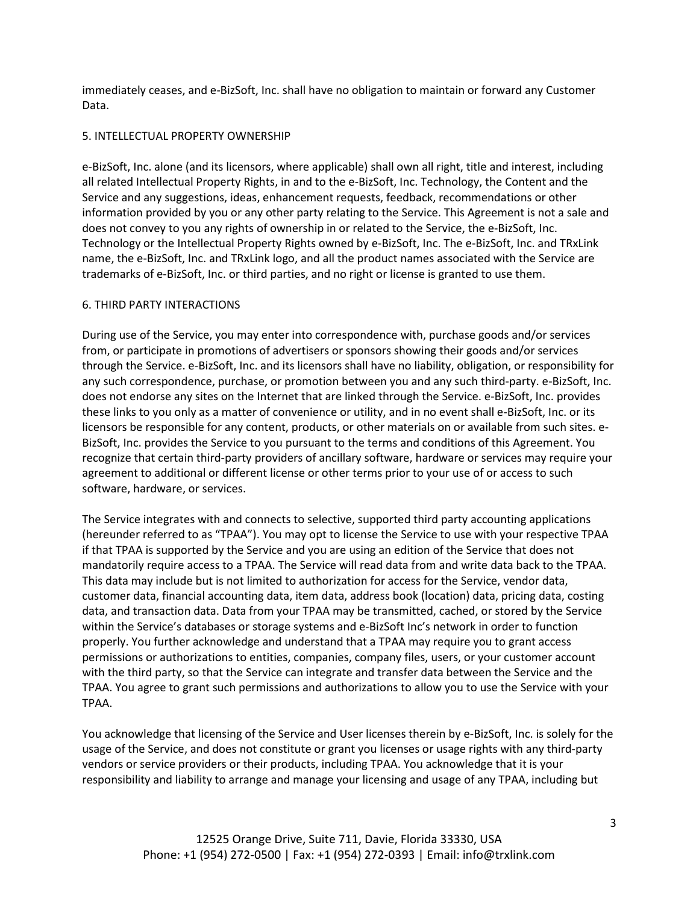immediately ceases, and e-BizSoft, Inc. shall have no obligation to maintain or forward any Customer Data.

## 5. INTELLECTUAL PROPERTY OWNERSHIP

e-BizSoft, Inc. alone (and its licensors, where applicable) shall own all right, title and interest, including all related Intellectual Property Rights, in and to the e-BizSoft, Inc. Technology, the Content and the Service and any suggestions, ideas, enhancement requests, feedback, recommendations or other information provided by you or any other party relating to the Service. This Agreement is not a sale and does not convey to you any rights of ownership in or related to the Service, the e-BizSoft, Inc. Technology or the Intellectual Property Rights owned by e-BizSoft, Inc. The e-BizSoft, Inc. and TRxLink name, the e-BizSoft, Inc. and TRxLink logo, and all the product names associated with the Service are trademarks of e-BizSoft, Inc. or third parties, and no right or license is granted to use them.

## 6. THIRD PARTY INTERACTIONS

During use of the Service, you may enter into correspondence with, purchase goods and/or services from, or participate in promotions of advertisers or sponsors showing their goods and/or services through the Service. e-BizSoft, Inc. and its licensors shall have no liability, obligation, or responsibility for any such correspondence, purchase, or promotion between you and any such third-party. e-BizSoft, Inc. does not endorse any sites on the Internet that are linked through the Service. e-BizSoft, Inc. provides these links to you only as a matter of convenience or utility, and in no event shall e-BizSoft, Inc. or its licensors be responsible for any content, products, or other materials on or available from such sites. e-BizSoft, Inc. provides the Service to you pursuant to the terms and conditions of this Agreement. You recognize that certain third-party providers of ancillary software, hardware or services may require your agreement to additional or different license or other terms prior to your use of or access to such software, hardware, or services.

The Service integrates with and connects to selective, supported third party accounting applications (hereunder referred to as "TPAA"). You may opt to license the Service to use with your respective TPAA if that TPAA is supported by the Service and you are using an edition of the Service that does not mandatorily require access to a TPAA. The Service will read data from and write data back to the TPAA. This data may include but is not limited to authorization for access for the Service, vendor data, customer data, financial accounting data, item data, address book (location) data, pricing data, costing data, and transaction data. Data from your TPAA may be transmitted, cached, or stored by the Service within the Service's databases or storage systems and e-BizSoft Inc's network in order to function properly. You further acknowledge and understand that a TPAA may require you to grant access permissions or authorizations to entities, companies, company files, users, or your customer account with the third party, so that the Service can integrate and transfer data between the Service and the TPAA. You agree to grant such permissions and authorizations to allow you to use the Service with your TPAA.

You acknowledge that licensing of the Service and User licenses therein by e-BizSoft, Inc. is solely for the usage of the Service, and does not constitute or grant you licenses or usage rights with any third-party vendors or service providers or their products, including TPAA. You acknowledge that it is your responsibility and liability to arrange and manage your licensing and usage of any TPAA, including but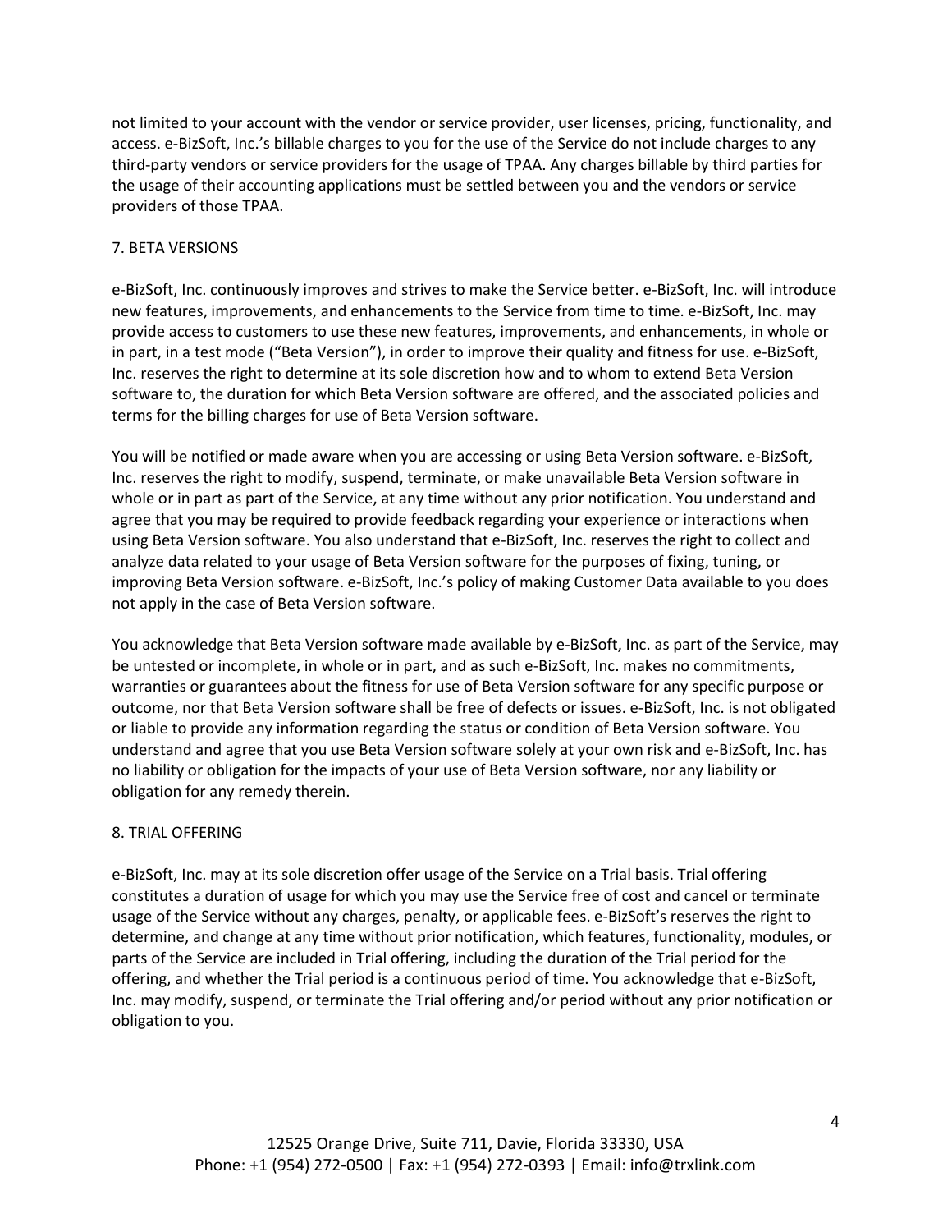not limited to your account with the vendor or service provider, user licenses, pricing, functionality, and access. e-BizSoft, Inc.'s billable charges to you for the use of the Service do not include charges to any third-party vendors or service providers for the usage of TPAA. Any charges billable by third parties for the usage of their accounting applications must be settled between you and the vendors or service providers of those TPAA.

## 7. BETA VERSIONS

e-BizSoft, Inc. continuously improves and strives to make the Service better. e-BizSoft, Inc. will introduce new features, improvements, and enhancements to the Service from time to time. e-BizSoft, Inc. may provide access to customers to use these new features, improvements, and enhancements, in whole or in part, in a test mode ("Beta Version"), in order to improve their quality and fitness for use. e-BizSoft, Inc. reserves the right to determine at its sole discretion how and to whom to extend Beta Version software to, the duration for which Beta Version software are offered, and the associated policies and terms for the billing charges for use of Beta Version software.

You will be notified or made aware when you are accessing or using Beta Version software. e-BizSoft, Inc. reserves the right to modify, suspend, terminate, or make unavailable Beta Version software in whole or in part as part of the Service, at any time without any prior notification. You understand and agree that you may be required to provide feedback regarding your experience or interactions when using Beta Version software. You also understand that e-BizSoft, Inc. reserves the right to collect and analyze data related to your usage of Beta Version software for the purposes of fixing, tuning, or improving Beta Version software. e-BizSoft, Inc.'s policy of making Customer Data available to you does not apply in the case of Beta Version software.

You acknowledge that Beta Version software made available by e-BizSoft, Inc. as part of the Service, may be untested or incomplete, in whole or in part, and as such e-BizSoft, Inc. makes no commitments, warranties or guarantees about the fitness for use of Beta Version software for any specific purpose or outcome, nor that Beta Version software shall be free of defects or issues. e-BizSoft, Inc. is not obligated or liable to provide any information regarding the status or condition of Beta Version software. You understand and agree that you use Beta Version software solely at your own risk and e-BizSoft, Inc. has no liability or obligation for the impacts of your use of Beta Version software, nor any liability or obligation for any remedy therein.

## 8. TRIAL OFFERING

e-BizSoft, Inc. may at its sole discretion offer usage of the Service on a Trial basis. Trial offering constitutes a duration of usage for which you may use the Service free of cost and cancel or terminate usage of the Service without any charges, penalty, or applicable fees. e-BizSoft's reserves the right to determine, and change at any time without prior notification, which features, functionality, modules, or parts of the Service are included in Trial offering, including the duration of the Trial period for the offering, and whether the Trial period is a continuous period of time. You acknowledge that e-BizSoft, Inc. may modify, suspend, or terminate the Trial offering and/or period without any prior notification or obligation to you.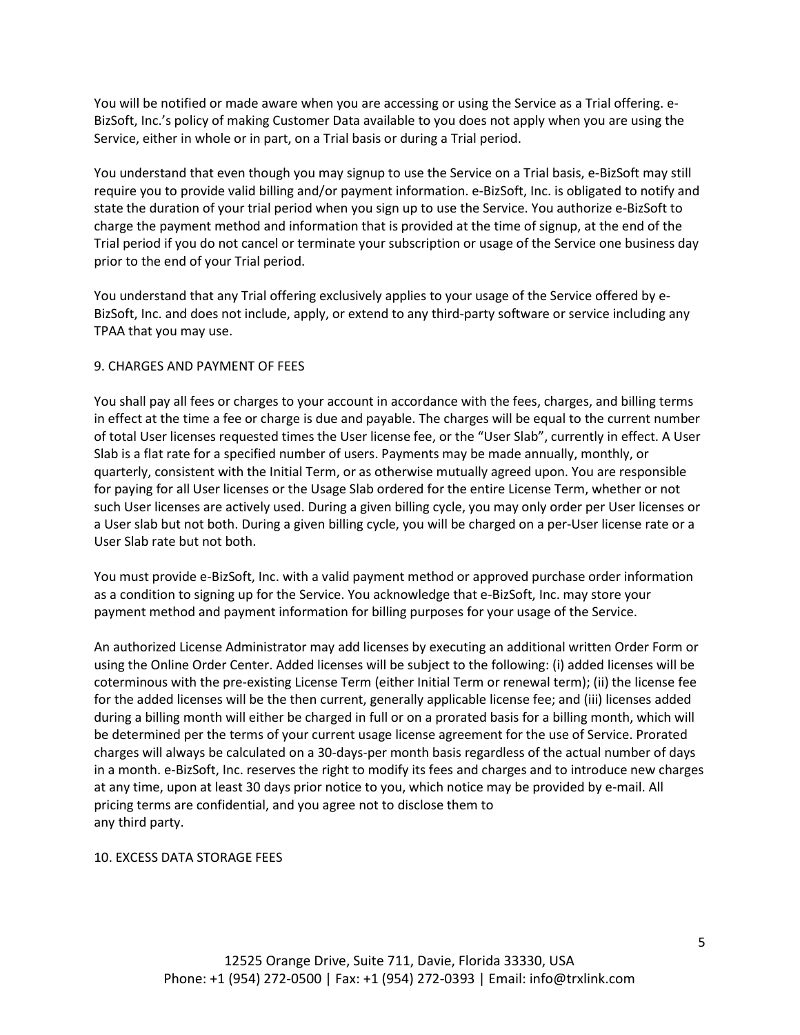You will be notified or made aware when you are accessing or using the Service as a Trial offering. e-BizSoft, Inc.'s policy of making Customer Data available to you does not apply when you are using the Service, either in whole or in part, on a Trial basis or during a Trial period.

You understand that even though you may signup to use the Service on a Trial basis, e-BizSoft may still require you to provide valid billing and/or payment information. e-BizSoft, Inc. is obligated to notify and state the duration of your trial period when you sign up to use the Service. You authorize e-BizSoft to charge the payment method and information that is provided at the time of signup, at the end of the Trial period if you do not cancel or terminate your subscription or usage of the Service one business day prior to the end of your Trial period.

You understand that any Trial offering exclusively applies to your usage of the Service offered by e-BizSoft, Inc. and does not include, apply, or extend to any third-party software or service including any TPAA that you may use.

## 9. CHARGES AND PAYMENT OF FEES

You shall pay all fees or charges to your account in accordance with the fees, charges, and billing terms in effect at the time a fee or charge is due and payable. The charges will be equal to the current number of total User licenses requested times the User license fee, or the "User Slab", currently in effect. A User Slab is a flat rate for a specified number of users. Payments may be made annually, monthly, or quarterly, consistent with the Initial Term, or as otherwise mutually agreed upon. You are responsible for paying for all User licenses or the Usage Slab ordered for the entire License Term, whether or not such User licenses are actively used. During a given billing cycle, you may only order per User licenses or a User slab but not both. During a given billing cycle, you will be charged on a per-User license rate or a User Slab rate but not both.

You must provide e-BizSoft, Inc. with a valid payment method or approved purchase order information as a condition to signing up for the Service. You acknowledge that e-BizSoft, Inc. may store your payment method and payment information for billing purposes for your usage of the Service.

An authorized License Administrator may add licenses by executing an additional written Order Form or using the Online Order Center. Added licenses will be subject to the following: (i) added licenses will be coterminous with the pre-existing License Term (either Initial Term or renewal term); (ii) the license fee for the added licenses will be the then current, generally applicable license fee; and (iii) licenses added during a billing month will either be charged in full or on a prorated basis for a billing month, which will be determined per the terms of your current usage license agreement for the use of Service. Prorated charges will always be calculated on a 30-days-per month basis regardless of the actual number of days in a month. e-BizSoft, Inc. reserves the right to modify its fees and charges and to introduce new charges at any time, upon at least 30 days prior notice to you, which notice may be provided by e-mail. All pricing terms are confidential, and you agree not to disclose them to any third party.

## 10. EXCESS DATA STORAGE FEES

12525 Orange Drive, Suite 711, Davie, Florida 33330, USA
Phone: +1 (954) 272-0500 | Fax: +1 (954) 272-0393 | Email: info@trxlink.com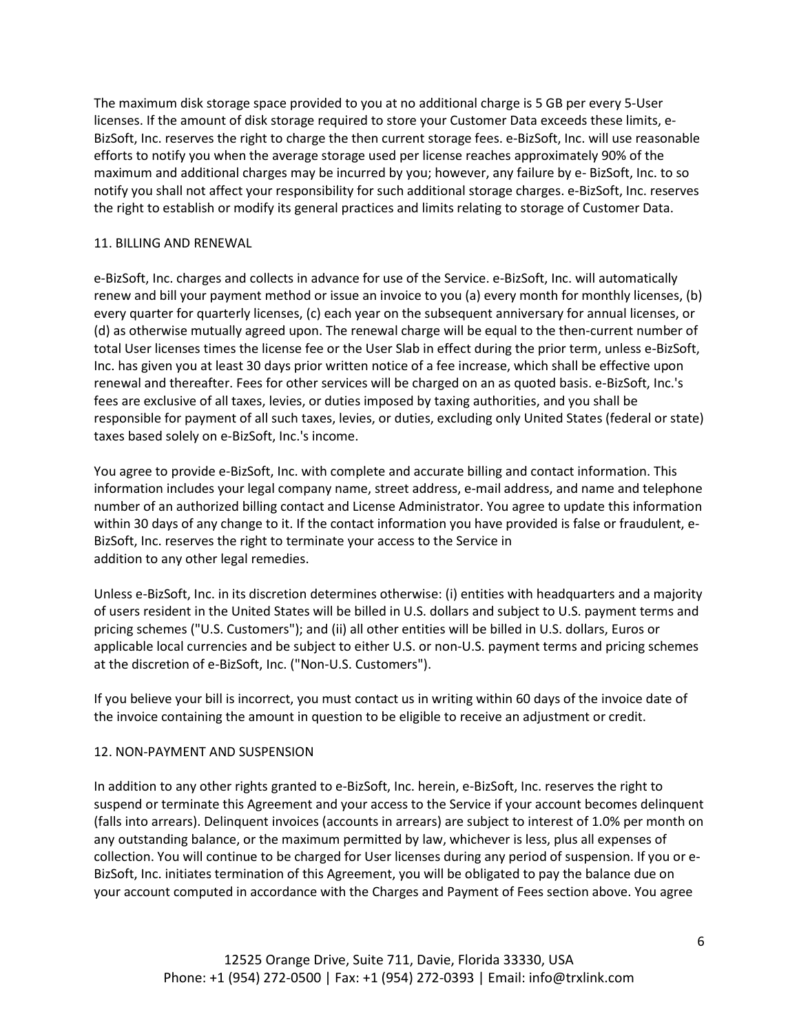The maximum disk storage space provided to you at no additional charge is 5 GB per every 5-User licenses. If the amount of disk storage required to store your Customer Data exceeds these limits, e-BizSoft, Inc. reserves the right to charge the then current storage fees. e-BizSoft, Inc. will use reasonable efforts to notify you when the average storage used per license reaches approximately 90% of the maximum and additional charges may be incurred by you; however, any failure by e- BizSoft, Inc. to so notify you shall not affect your responsibility for such additional storage charges. e-BizSoft, Inc. reserves the right to establish or modify its general practices and limits relating to storage of Customer Data.

## 11. BILLING AND RENEWAL

e-BizSoft, Inc. charges and collects in advance for use of the Service. e-BizSoft, Inc. will automatically renew and bill your payment method or issue an invoice to you (a) every month for monthly licenses, (b) every quarter for quarterly licenses, (c) each year on the subsequent anniversary for annual licenses, or (d) as otherwise mutually agreed upon. The renewal charge will be equal to the then-current number of total User licenses times the license fee or the User Slab in effect during the prior term, unless e-BizSoft, Inc. has given you at least 30 days prior written notice of a fee increase, which shall be effective upon renewal and thereafter. Fees for other services will be charged on an as quoted basis. e-BizSoft, Inc.'s fees are exclusive of all taxes, levies, or duties imposed by taxing authorities, and you shall be responsible for payment of all such taxes, levies, or duties, excluding only United States (federal or state) taxes based solely on e-BizSoft, Inc.'s income.

You agree to provide e-BizSoft, Inc. with complete and accurate billing and contact information. This information includes your legal company name, street address, e-mail address, and name and telephone number of an authorized billing contact and License Administrator. You agree to update this information within 30 days of any change to it. If the contact information you have provided is false or fraudulent, e-BizSoft, Inc. reserves the right to terminate your access to the Service in addition to any other legal remedies.

Unless e-BizSoft, Inc. in its discretion determines otherwise: (i) entities with headquarters and a majority of users resident in the United States will be billed in U.S. dollars and subject to U.S. payment terms and pricing schemes ("U.S. Customers"); and (ii) all other entities will be billed in U.S. dollars, Euros or applicable local currencies and be subject to either U.S. or non-U.S. payment terms and pricing schemes at the discretion of e-BizSoft, Inc. ("Non-U.S. Customers").

If you believe your bill is incorrect, you must contact us in writing within 60 days of the invoice date of the invoice containing the amount in question to be eligible to receive an adjustment or credit.

## 12. NON-PAYMENT AND SUSPENSION

In addition to any other rights granted to e-BizSoft, Inc. herein, e-BizSoft, Inc. reserves the right to suspend or terminate this Agreement and your access to the Service if your account becomes delinquent (falls into arrears). Delinquent invoices (accounts in arrears) are subject to interest of 1.0% per month on any outstanding balance, or the maximum permitted by law, whichever is less, plus all expenses of collection. You will continue to be charged for User licenses during any period of suspension. If you or e-BizSoft, Inc. initiates termination of this Agreement, you will be obligated to pay the balance due on your account computed in accordance with the Charges and Payment of Fees section above. You agree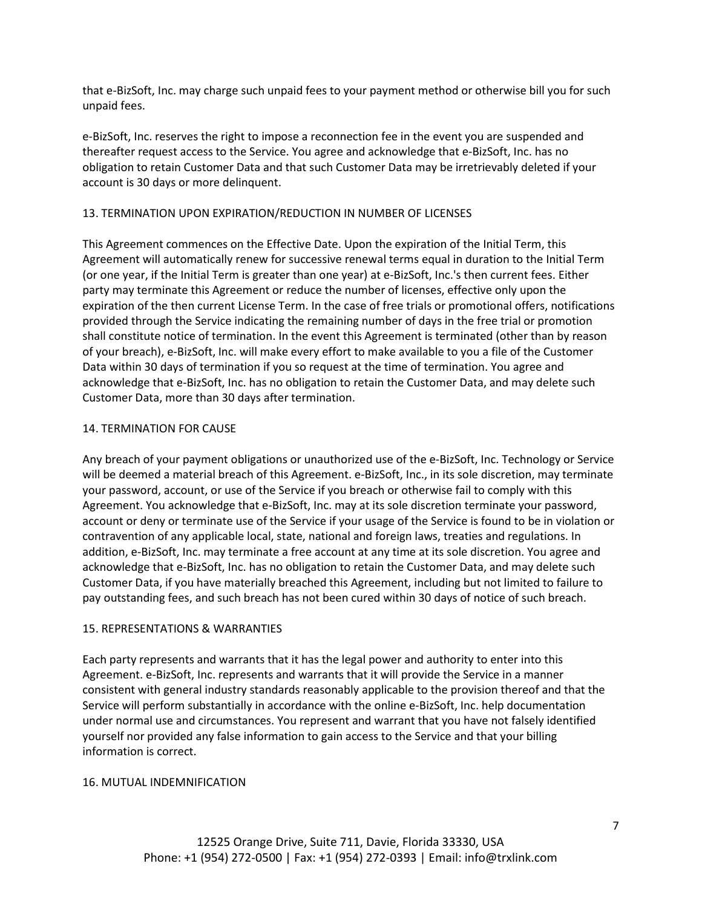that e-BizSoft, Inc. may charge such unpaid fees to your payment method or otherwise bill you for such unpaid fees.

e-BizSoft, Inc. reserves the right to impose a reconnection fee in the event you are suspended and thereafter request access to the Service. You agree and acknowledge that e-BizSoft, Inc. has no obligation to retain Customer Data and that such Customer Data may be irretrievably deleted if your account is 30 days or more delinquent.

## 13. TERMINATION UPON EXPIRATION/REDUCTION IN NUMBER OF LICENSES

This Agreement commences on the Effective Date. Upon the expiration of the Initial Term, this Agreement will automatically renew for successive renewal terms equal in duration to the Initial Term (or one year, if the Initial Term is greater than one year) at e-BizSoft, Inc.'s then current fees. Either party may terminate this Agreement or reduce the number of licenses, effective only upon the expiration of the then current License Term. In the case of free trials or promotional offers, notifications provided through the Service indicating the remaining number of days in the free trial or promotion shall constitute notice of termination. In the event this Agreement is terminated (other than by reason of your breach), e-BizSoft, Inc. will make every effort to make available to you a file of the Customer Data within 30 days of termination if you so request at the time of termination. You agree and acknowledge that e-BizSoft, Inc. has no obligation to retain the Customer Data, and may delete such Customer Data, more than 30 days after termination.

## 14. TERMINATION FOR CAUSE

Any breach of your payment obligations or unauthorized use of the e-BizSoft, Inc. Technology or Service will be deemed a material breach of this Agreement. e-BizSoft, Inc., in its sole discretion, may terminate your password, account, or use of the Service if you breach or otherwise fail to comply with this Agreement. You acknowledge that e-BizSoft, Inc. may at its sole discretion terminate your password, account or deny or terminate use of the Service if your usage of the Service is found to be in violation or contravention of any applicable local, state, national and foreign laws, treaties and regulations. In addition, e-BizSoft, Inc. may terminate a free account at any time at its sole discretion. You agree and acknowledge that e-BizSoft, Inc. has no obligation to retain the Customer Data, and may delete such Customer Data, if you have materially breached this Agreement, including but not limited to failure to pay outstanding fees, and such breach has not been cured within 30 days of notice of such breach.

## 15. REPRESENTATIONS & WARRANTIES

Each party represents and warrants that it has the legal power and authority to enter into this Agreement. e-BizSoft, Inc. represents and warrants that it will provide the Service in a manner consistent with general industry standards reasonably applicable to the provision thereof and that the Service will perform substantially in accordance with the online e-BizSoft, Inc. help documentation under normal use and circumstances. You represent and warrant that you have not falsely identified yourself nor provided any false information to gain access to the Service and that your billing information is correct.

## 16. MUTUAL INDEMNIFICATION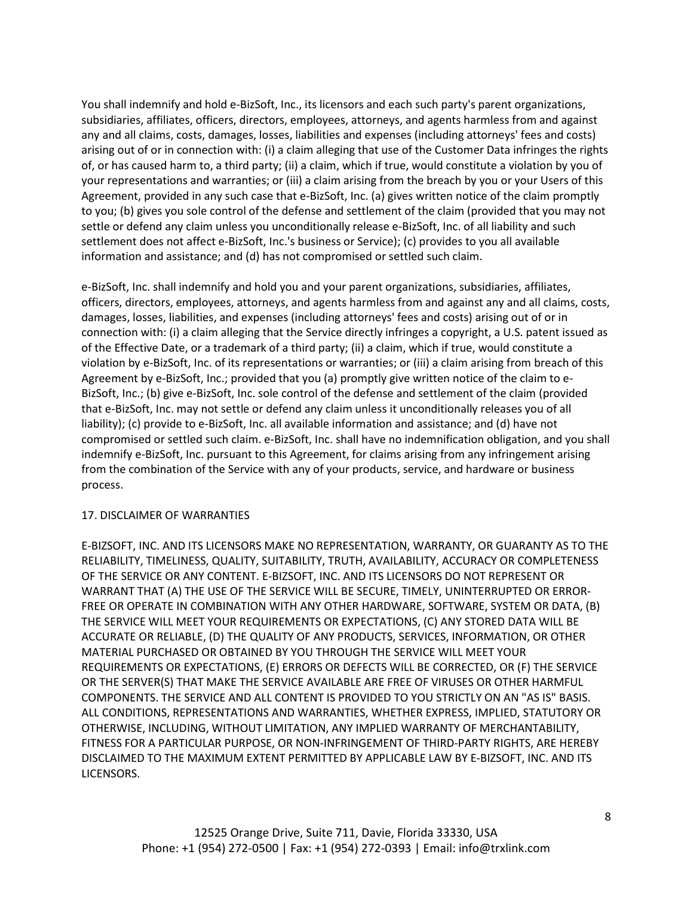You shall indemnify and hold e-BizSoft, Inc., its licensors and each such party's parent organizations, subsidiaries, affiliates, officers, directors, employees, attorneys, and agents harmless from and against any and all claims, costs, damages, losses, liabilities and expenses (including attorneys' fees and costs) arising out of or in connection with: (i) a claim alleging that use of the Customer Data infringes the rights of, or has caused harm to, a third party; (ii) a claim, which if true, would constitute a violation by you of your representations and warranties; or (iii) a claim arising from the breach by you or your Users of this Agreement, provided in any such case that e-BizSoft, Inc. (a) gives written notice of the claim promptly to you; (b) gives you sole control of the defense and settlement of the claim (provided that you may not settle or defend any claim unless you unconditionally release e-BizSoft, Inc. of all liability and such settlement does not affect e-BizSoft, Inc.'s business or Service); (c) provides to you all available information and assistance; and (d) has not compromised or settled such claim.

e-BizSoft, Inc. shall indemnify and hold you and your parent organizations, subsidiaries, affiliates, officers, directors, employees, attorneys, and agents harmless from and against any and all claims, costs, damages, losses, liabilities, and expenses (including attorneys' fees and costs) arising out of or in connection with: (i) a claim alleging that the Service directly infringes a copyright, a U.S. patent issued as of the Effective Date, or a trademark of a third party; (ii) a claim, which if true, would constitute a violation by e-BizSoft, Inc. of its representations or warranties; or (iii) a claim arising from breach of this Agreement by e-BizSoft, Inc.; provided that you (a) promptly give written notice of the claim to e-BizSoft, Inc.; (b) give e-BizSoft, Inc. sole control of the defense and settlement of the claim (provided that e-BizSoft, Inc. may not settle or defend any claim unless it unconditionally releases you of all liability); (c) provide to e-BizSoft, Inc. all available information and assistance; and (d) have not compromised or settled such claim. e-BizSoft, Inc. shall have no indemnification obligation, and you shall indemnify e-BizSoft, Inc. pursuant to this Agreement, for claims arising from any infringement arising from the combination of the Service with any of your products, service, and hardware or business process.

17. DISCLAIMER OF WARRANTIES

E-BIZSOFT, INC. AND ITS LICENSORS MAKE NO REPRESENTATION, WARRANTY, OR GUARANTY AS TO THE RELIABILITY, TIMELINESS, QUALITY, SUITABILITY, TRUTH, AVAILABILITY, ACCURACY OR COMPLETENESS OF THE SERVICE OR ANY CONTENT. E-BIZSOFT, INC. AND ITS LICENSORS DO NOT REPRESENT OR WARRANT THAT (A) THE USE OF THE SERVICE WILL BE SECURE, TIMELY, UNINTERRUPTED OR ERROR-FREE OR OPERATE IN COMBINATION WITH ANY OTHER HARDWARE, SOFTWARE, SYSTEM OR DATA, (B) THE SERVICE WILL MEET YOUR REQUIREMENTS OR EXPECTATIONS, (C) ANY STORED DATA WILL BE ACCURATE OR RELIABLE, (D) THE QUALITY OF ANY PRODUCTS, SERVICES, INFORMATION, OR OTHER MATERIAL PURCHASED OR OBTAINED BY YOU THROUGH THE SERVICE WILL MEET YOUR REQUIREMENTS OR EXPECTATIONS, (E) ERRORS OR DEFECTS WILL BE CORRECTED, OR (F) THE SERVICE OR THE SERVER(S) THAT MAKE THE SERVICE AVAILABLE ARE FREE OF VIRUSES OR OTHER HARMFUL COMPONENTS. THE SERVICE AND ALL CONTENT IS PROVIDED TO YOU STRICTLY ON AN "AS IS" BASIS. ALL CONDITIONS, REPRESENTATIONS AND WARRANTIES, WHETHER EXPRESS, IMPLIED, STATUTORY OR OTHERWISE, INCLUDING, WITHOUT LIMITATION, ANY IMPLIED WARRANTY OF MERCHANTABILITY, FITNESS FOR A PARTICULAR PURPOSE, OR NON-INFRINGEMENT OF THIRD-PARTY RIGHTS, ARE HEREBY DISCLAIMED TO THE MAXIMUM EXTENT PERMITTED BY APPLICABLE LAW BY E-BIZSOFT, INC. AND ITS LICENSORS.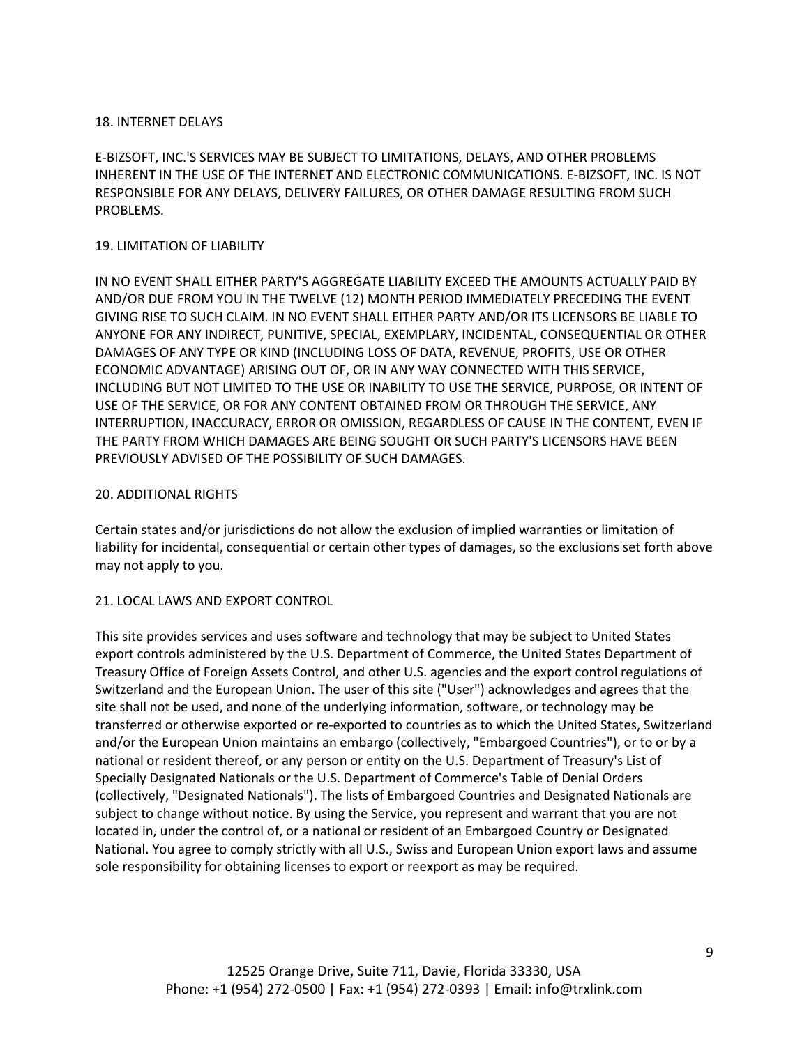## 18. INTERNET DELAYS

E-BIZSOFT, INC.'S SERVICES MAY BE SUBJECT TO LIMITATIONS, DELAYS, AND OTHER PROBLEMS INHERENT IN THE USE OF THE INTERNET AND ELECTRONIC COMMUNICATIONS. E-BIZSOFT, INC. IS NOT RESPONSIBLE FOR ANY DELAYS, DELIVERY FAILURES, OR OTHER DAMAGE RESULTING FROM SUCH PROBLEMS.

## 19. LIMITATION OF LIABILITY

IN NO EVENT SHALL EITHER PARTY'S AGGREGATE LIABILITY EXCEED THE AMOUNTS ACTUALLY PAID BY AND/OR DUE FROM YOU IN THE TWELVE (12) MONTH PERIOD IMMEDIATELY PRECEDING THE EVENT GIVING RISE TO SUCH CLAIM. IN NO EVENT SHALL EITHER PARTY AND/OR ITS LICENSORS BE LIABLE TO ANYONE FOR ANY INDIRECT, PUNITIVE, SPECIAL, EXEMPLARY, INCIDENTAL, CONSEQUENTIAL OR OTHER DAMAGES OF ANY TYPE OR KIND (INCLUDING LOSS OF DATA, REVENUE, PROFITS, USE OR OTHER ECONOMIC ADVANTAGE) ARISING OUT OF, OR IN ANY WAY CONNECTED WITH THIS SERVICE, INCLUDING BUT NOT LIMITED TO THE USE OR INABILITY TO USE THE SERVICE, PURPOSE, OR INTENT OF USE OF THE SERVICE, OR FOR ANY CONTENT OBTAINED FROM OR THROUGH THE SERVICE, ANY INTERRUPTION, INACCURACY, ERROR OR OMISSION, REGARDLESS OF CAUSE IN THE CONTENT, EVEN IF THE PARTY FROM WHICH DAMAGES ARE BEING SOUGHT OR SUCH PARTY'S LICENSORS HAVE BEEN PREVIOUSLY ADVISED OF THE POSSIBILITY OF SUCH DAMAGES.

## 20. ADDITIONAL RIGHTS

Certain states and/or jurisdictions do not allow the exclusion of implied warranties or limitation of liability for incidental, consequential or certain other types of damages, so the exclusions set forth above may not apply to you.

## 21. LOCAL LAWS AND EXPORT CONTROL

This site provides services and uses software and technology that may be subject to United States export controls administered by the U.S. Department of Commerce, the United States Department of Treasury Office of Foreign Assets Control, and other U.S. agencies and the export control regulations of Switzerland and the European Union. The user of this site ("User") acknowledges and agrees that the site shall not be used, and none of the underlying information, software, or technology may be transferred or otherwise exported or re-exported to countries as to which the United States, Switzerland and/or the European Union maintains an embargo (collectively, "Embargoed Countries"), or to or by a national or resident thereof, or any person or entity on the U.S. Department of Treasury's List of Specially Designated Nationals or the U.S. Department of Commerce's Table of Denial Orders (collectively, "Designated Nationals"). The lists of Embargoed Countries and Designated Nationals are subject to change without notice. By using the Service, you represent and warrant that you are not located in, under the control of, or a national or resident of an Embargoed Country or Designated National. You agree to comply strictly with all U.S., Swiss and European Union export laws and assume sole responsibility for obtaining licenses to export or reexport as may be required.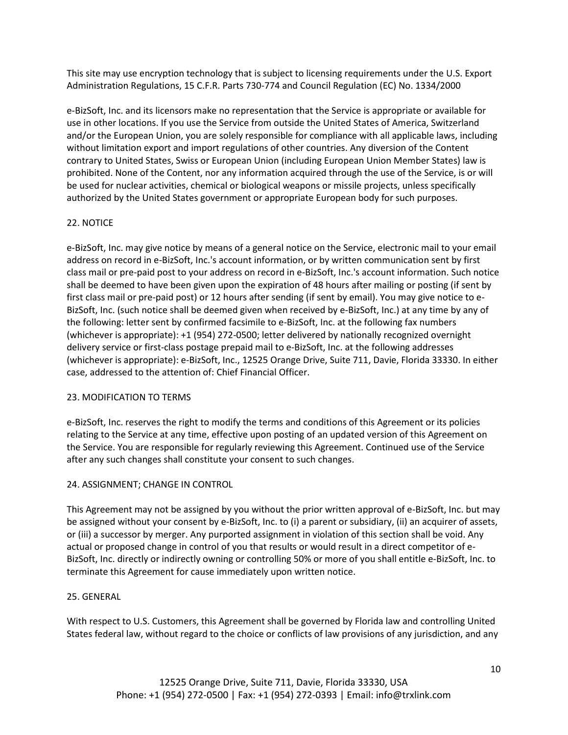This site may use encryption technology that is subject to licensing requirements under the U.S. Export Administration Regulations, 15 C.F.R. Parts 730-774 and Council Regulation (EC) No. 1334/2000

e-BizSoft, Inc. and its licensors make no representation that the Service is appropriate or available for use in other locations. If you use the Service from outside the United States of America, Switzerland and/or the European Union, you are solely responsible for compliance with all applicable laws, including without limitation export and import regulations of other countries. Any diversion of the Content contrary to United States, Swiss or European Union (including European Union Member States) law is prohibited. None of the Content, nor any information acquired through the use of the Service, is or will be used for nuclear activities, chemical or biological weapons or missile projects, unless specifically authorized by the United States government or appropriate European body for such purposes.

## 22. NOTICE

e-BizSoft, Inc. may give notice by means of a general notice on the Service, electronic mail to your email address on record in e-BizSoft, Inc.'s account information, or by written communication sent by first class mail or pre-paid post to your address on record in e-BizSoft, Inc.'s account information. Such notice shall be deemed to have been given upon the expiration of 48 hours after mailing or posting (if sent by first class mail or pre-paid post) or 12 hours after sending (if sent by email). You may give notice to e-BizSoft, Inc. (such notice shall be deemed given when received by e-BizSoft, Inc.) at any time by any of the following: letter sent by confirmed facsimile to e-BizSoft, Inc. at the following fax numbers (whichever is appropriate): +1 (954) 272-0500; letter delivered by nationally recognized overnight delivery service or first-class postage prepaid mail to e-BizSoft, Inc. at the following addresses (whichever is appropriate): e-BizSoft, Inc., 12525 Orange Drive, Suite 711, Davie, Florida 33330. In either case, addressed to the attention of: Chief Financial Officer.

## 23. MODIFICATION TO TERMS

e-BizSoft, Inc. reserves the right to modify the terms and conditions of this Agreement or its policies relating to the Service at any time, effective upon posting of an updated version of this Agreement on the Service. You are responsible for regularly reviewing this Agreement. Continued use of the Service after any such changes shall constitute your consent to such changes.

## 24. ASSIGNMENT; CHANGE IN CONTROL

This Agreement may not be assigned by you without the prior written approval of e-BizSoft, Inc. but may be assigned without your consent by e-BizSoft, Inc. to (i) a parent or subsidiary, (ii) an acquirer of assets, or (iii) a successor by merger. Any purported assignment in violation of this section shall be void. Any actual or proposed change in control of you that results or would result in a direct competitor of e-BizSoft, Inc. directly or indirectly owning or controlling 50% or more of you shall entitle e-BizSoft, Inc. to terminate this Agreement for cause immediately upon written notice.

## 25. GENERAL

With respect to U.S. Customers, this Agreement shall be governed by Florida law and controlling United States federal law, without regard to the choice or conflicts of law provisions of any jurisdiction, and any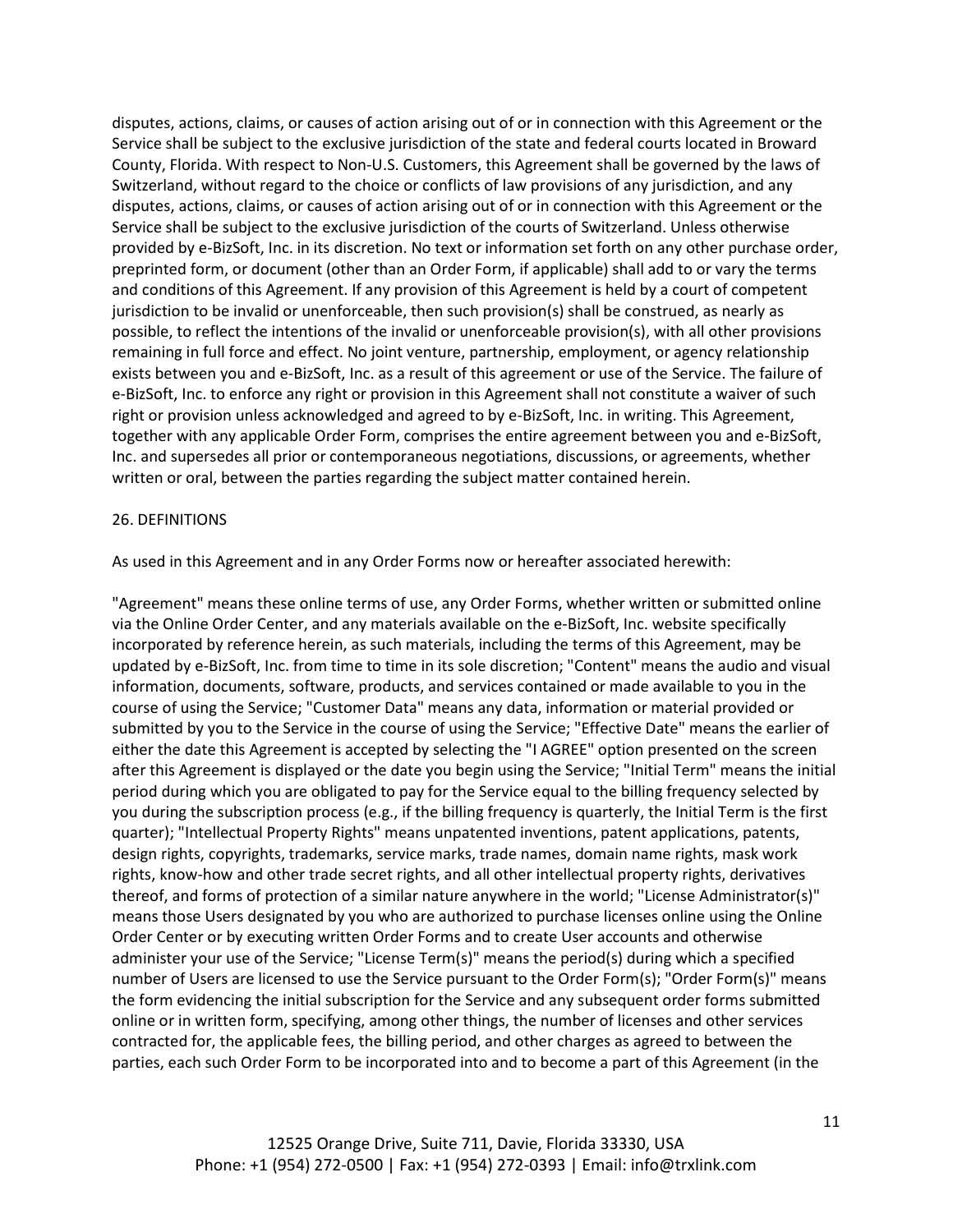disputes, actions, claims, or causes of action arising out of or in connection with this Agreement or the Service shall be subject to the exclusive jurisdiction of the state and federal courts located in Broward County, Florida. With respect to Non-U.S. Customers, this Agreement shall be governed by the laws of Switzerland, without regard to the choice or conflicts of law provisions of any jurisdiction, and any disputes, actions, claims, or causes of action arising out of or in connection with this Agreement or the Service shall be subject to the exclusive jurisdiction of the courts of Switzerland. Unless otherwise provided by e-BizSoft, Inc. in its discretion. No text or information set forth on any other purchase order, preprinted form, or document (other than an Order Form, if applicable) shall add to or vary the terms and conditions of this Agreement. If any provision of this Agreement is held by a court of competent jurisdiction to be invalid or unenforceable, then such provision(s) shall be construed, as nearly as possible, to reflect the intentions of the invalid or unenforceable provision(s), with all other provisions remaining in full force and effect. No joint venture, partnership, employment, or agency relationship exists between you and e-BizSoft, Inc. as a result of this agreement or use of the Service. The failure of e-BizSoft, Inc. to enforce any right or provision in this Agreement shall not constitute a waiver of such right or provision unless acknowledged and agreed to by e-BizSoft, Inc. in writing. This Agreement, together with any applicable Order Form, comprises the entire agreement between you and e-BizSoft, Inc. and supersedes all prior or contemporaneous negotiations, discussions, or agreements, whether written or oral, between the parties regarding the subject matter contained herein.

## 26. DEFINITIONS

As used in this Agreement and in any Order Forms now or hereafter associated herewith:

"Agreement" means these online terms of use, any Order Forms, whether written or submitted online via the Online Order Center, and any materials available on the e-BizSoft, Inc. website specifically incorporated by reference herein, as such materials, including the terms of this Agreement, may be updated by e-BizSoft, Inc. from time to time in its sole discretion; "Content" means the audio and visual information, documents, software, products, and services contained or made available to you in the course of using the Service; "Customer Data" means any data, information or material provided or submitted by you to the Service in the course of using the Service; "Effective Date" means the earlier of either the date this Agreement is accepted by selecting the "I AGREE" option presented on the screen after this Agreement is displayed or the date you begin using the Service; "Initial Term" means the initial period during which you are obligated to pay for the Service equal to the billing frequency selected by you during the subscription process (e.g., if the billing frequency is quarterly, the Initial Term is the first quarter); "Intellectual Property Rights" means unpatented inventions, patent applications, patents, design rights, copyrights, trademarks, service marks, trade names, domain name rights, mask work rights, know-how and other trade secret rights, and all other intellectual property rights, derivatives thereof, and forms of protection of a similar nature anywhere in the world; "License Administrator(s)" means those Users designated by you who are authorized to purchase licenses online using the Online Order Center or by executing written Order Forms and to create User accounts and otherwise administer your use of the Service; "License Term(s)" means the period(s) during which a specified number of Users are licensed to use the Service pursuant to the Order Form(s); "Order Form(s)" means the form evidencing the initial subscription for the Service and any subsequent order forms submitted online or in written form, specifying, among other things, the number of licenses and other services contracted for, the applicable fees, the billing period, and other charges as agreed to between the parties, each such Order Form to be incorporated into and to become a part of this Agreement (in the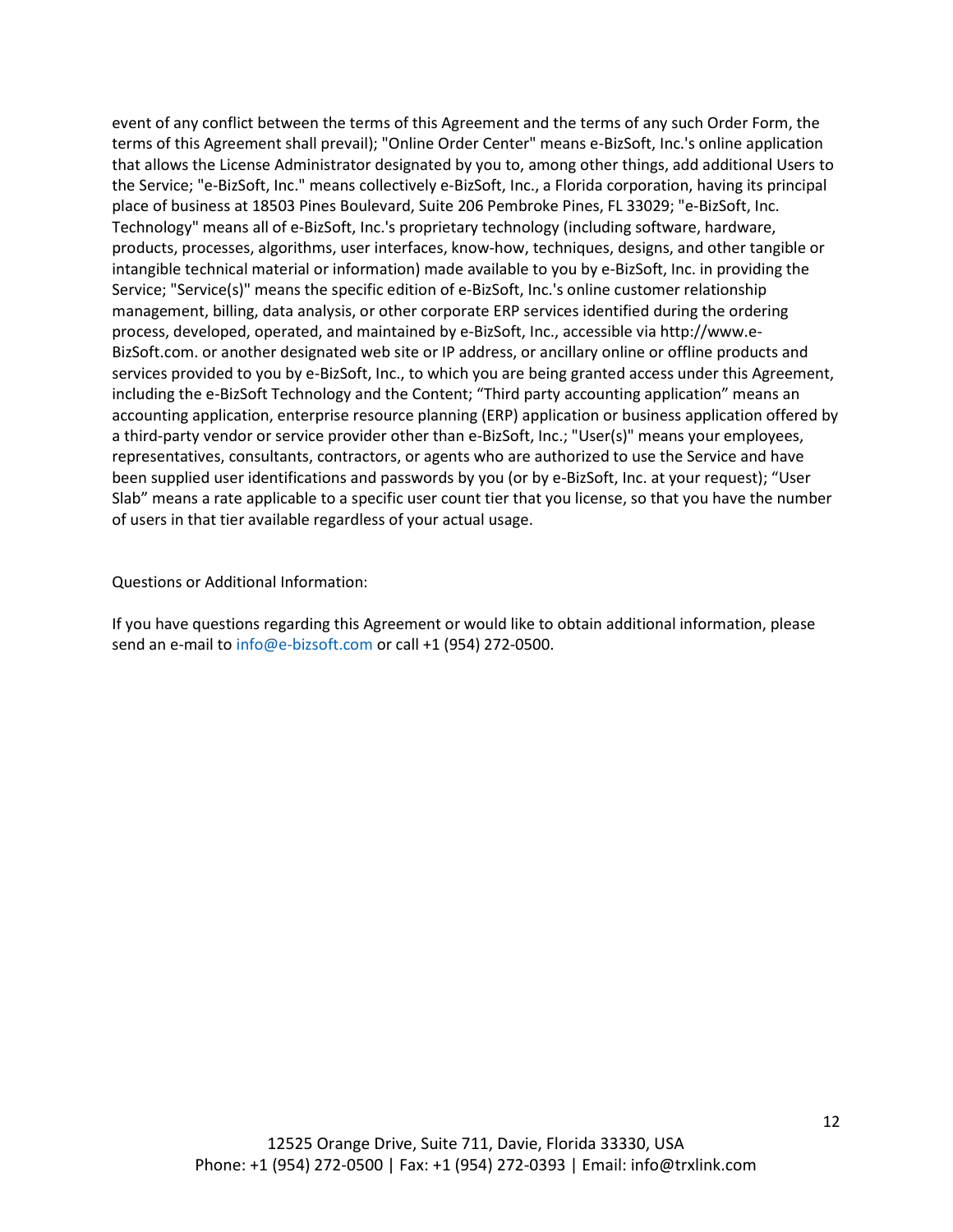event of any conflict between the terms of this Agreement and the terms of any such Order Form, the terms of this Agreement shall prevail); "Online Order Center" means e-BizSoft, Inc.'s online application that allows the License Administrator designated by you to, among other things, add additional Users to the Service; "e-BizSoft, Inc." means collectively e-BizSoft, Inc., a Florida corporation, having its principal place of business at 18503 Pines Boulevard, Suite 206 Pembroke Pines, FL 33029; "e-BizSoft, Inc. Technology" means all of e-BizSoft, Inc.'s proprietary technology (including software, hardware, products, processes, algorithms, user interfaces, know-how, techniques, designs, and other tangible or intangible technical material or information) made available to you by e-BizSoft, Inc. in providing the Service; "Service(s)" means the specific edition of e-BizSoft, Inc.'s online customer relationship management, billing, data analysis, or other corporate ERP services identified during the ordering process, developed, operated, and maintained by e-BizSoft, Inc., accessible via http://www.e-BizSoft.com. or another designated web site or IP address, or ancillary online or offline products and services provided to you by e-BizSoft, Inc., to which you are being granted access under this Agreement, including the e-BizSoft Technology and the Content; "Third party accounting application" means an accounting application, enterprise resource planning (ERP) application or business application offered by a third-party vendor or service provider other than e-BizSoft, Inc.; "User(s)" means your employees, representatives, consultants, contractors, or agents who are authorized to use the Service and have been supplied user identifications and passwords by you (or by e-BizSoft, Inc. at your request); "User Slab" means a rate applicable to a specific user count tier that you license, so that you have the number of users in that tier available regardless of your actual usage.

Questions or Additional Information:

If you have questions regarding this Agreement or would like to obtain additional information, please send an e-mail to info@e-bizsoft.com or call +1 (954) 272-0500.